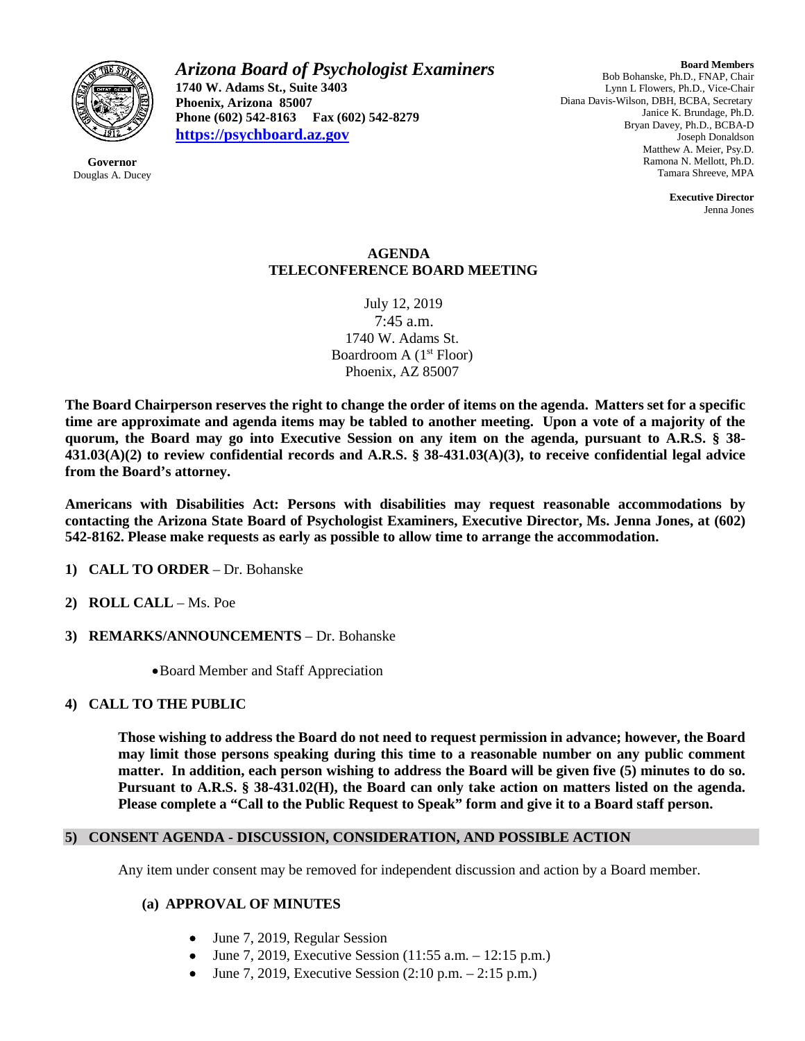*Arizona Board of Psychologist Examiners*
**1740 W. Adams St., Suite 3403**
**Phoenix, Arizona 85007**
**Phone (602) 542-8163 Fax (602) 542-8279**
**https://psychboard.az.gov**

**Governor**
Douglas A. Ducey

**Board Members**
Bob Bohanske, Ph.D., FNAP, Chair
Lynn L Flowers, Ph.D., Vice-Chair
Diana Davis-Wilson, DBH, BCBA, Secretary
Janice K. Brundage, Ph.D.
Bryan Davey, Ph.D., BCBA-D
Joseph Donaldson
Matthew A. Meier, Psy.D.
Ramona N. Mellott, Ph.D.
Tamara Shreeve, MPA

**Executive Director**
Jenna Jones

# AGENDA
# TELECONFERENCE BOARD MEETING

July 12, 2019
7:45 a.m.
1740 W. Adams St.
Boardroom A (1st Floor)
Phoenix, AZ 85007

**The Board Chairperson reserves the right to change the order of items on the agenda. Matters set for a specific time are approximate and agenda items may be tabled to another meeting. Upon a vote of a majority of the quorum, the Board may go into Executive Session on any item on the agenda, pursuant to A.R.S. § 38-431.03(A)(2) to review confidential records and A.R.S. § 38-431.03(A)(3), to receive confidential legal advice from the Board's attorney.**

**Americans with Disabilities Act: Persons with disabilities may request reasonable accommodations by contacting the Arizona State Board of Psychologist Examiners, Executive Director, Ms. Jenna Jones, at (602) 542-8162. Please make requests as early as possible to allow time to arrange the accommodation.**

1) **CALL TO ORDER** – Dr. Bohanske

2) **ROLL CALL** – Ms. Poe

3) **REMARKS/ANNOUNCEMENTS** – Dr. Bohanske

   - Board Member and Staff Appreciation

4) **CALL TO THE PUBLIC**

   **Those wishing to address the Board do not need to request permission in advance; however, the Board may limit those persons speaking during this time to a reasonable number on any public comment matter. In addition, each person wishing to address the Board will be given five (5) minutes to do so. Pursuant to A.R.S. § 38-431.02(H), the Board can only take action on matters listed on the agenda. Please complete a "Call to the Public Request to Speak" form and give it to a Board staff person.**

## 5) CONSENT AGENDA - DISCUSSION, CONSIDERATION, AND POSSIBLE ACTION

Any item under consent may be removed for independent discussion and action by a Board member.

### (a) APPROVAL OF MINUTES

- June 7, 2019, Regular Session
- June 7, 2019, Executive Session (11:55 a.m. – 12:15 p.m.)
- June 7, 2019, Executive Session (2:10 p.m. – 2:15 p.m.)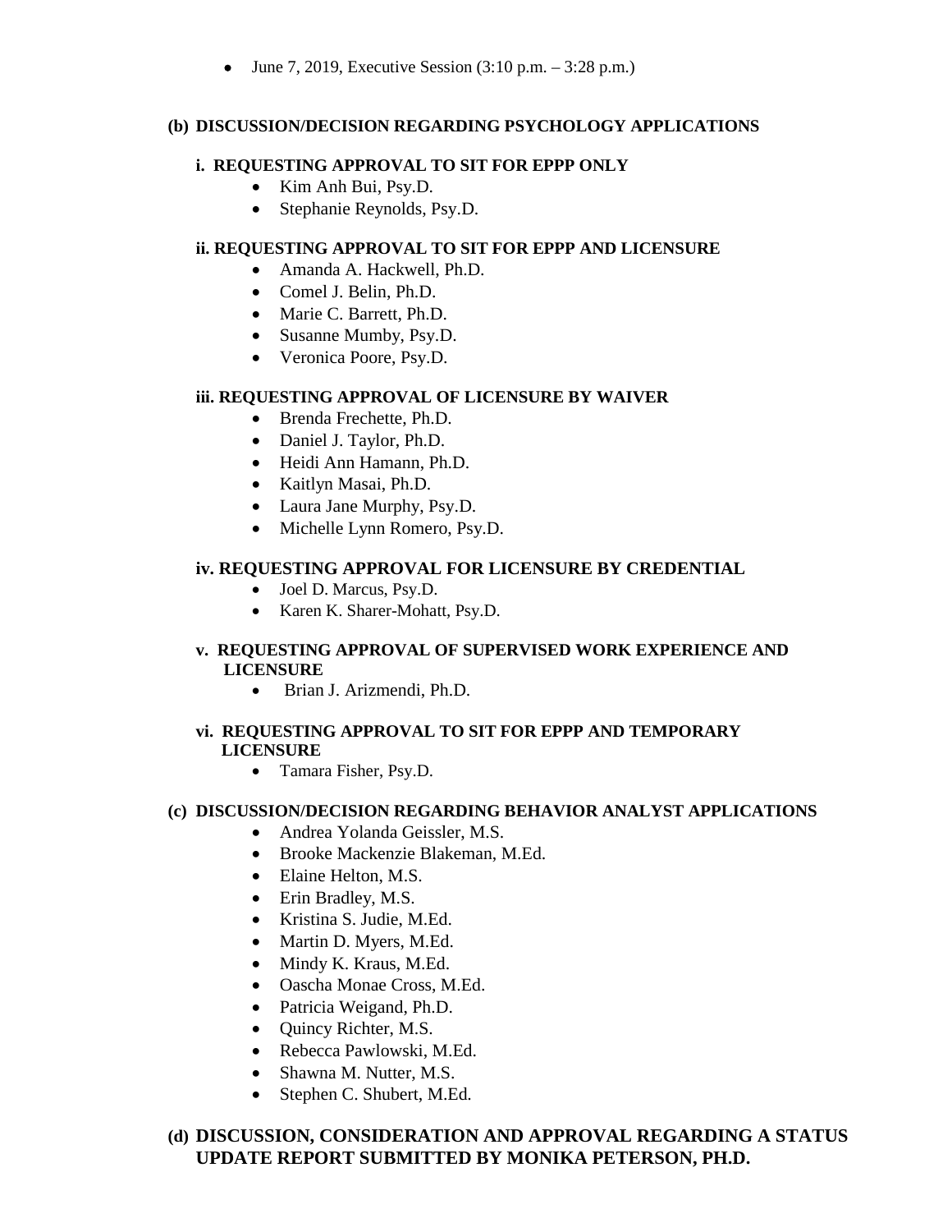- June 7, 2019, Executive Session (3:10 p.m. – 3:28 p.m.)

**(b) DISCUSSION/DECISION REGARDING PSYCHOLOGY APPLICATIONS**

**i. REQUESTING APPROVAL TO SIT FOR EPPP ONLY**

- Kim Anh Bui, Psy.D.
- Stephanie Reynolds, Psy.D.

**ii. REQUESTING APPROVAL TO SIT FOR EPPP AND LICENSURE**

- Amanda A. Hackwell, Ph.D.
- Comel J. Belin, Ph.D.
- Marie C. Barrett, Ph.D.
- Susanne Mumby, Psy.D.
- Veronica Poore, Psy.D.

**iii. REQUESTING APPROVAL OF LICENSURE BY WAIVER**

- Brenda Frechette, Ph.D.
- Daniel J. Taylor, Ph.D.
- Heidi Ann Hamann, Ph.D.
- Kaitlyn Masai, Ph.D.
- Laura Jane Murphy, Psy.D.
- Michelle Lynn Romero, Psy.D.

**iv. REQUESTING APPROVAL FOR LICENSURE BY CREDENTIAL**

- Joel D. Marcus, Psy.D.
- Karen K. Sharer-Mohatt, Psy.D.

**v. REQUESTING APPROVAL OF SUPERVISED WORK EXPERIENCE AND LICENSURE**

- Brian J. Arizmendi, Ph.D.

**vi. REQUESTING APPROVAL TO SIT FOR EPPP AND TEMPORARY LICENSURE**

- Tamara Fisher, Psy.D.

**(c) DISCUSSION/DECISION REGARDING BEHAVIOR ANALYST APPLICATIONS**

- Andrea Yolanda Geissler, M.S.
- Brooke Mackenzie Blakeman, M.Ed.
- Elaine Helton, M.S.
- Erin Bradley, M.S.
- Kristina S. Judie, M.Ed.
- Martin D. Myers, M.Ed.
- Mindy K. Kraus, M.Ed.
- Oascha Monae Cross, M.Ed.
- Patricia Weigand, Ph.D.
- Quincy Richter, M.S.
- Rebecca Pawlowski, M.Ed.
- Shawna M. Nutter, M.S.
- Stephen C. Shubert, M.Ed.

**(d) DISCUSSION, CONSIDERATION AND APPROVAL REGARDING A STATUS UPDATE REPORT SUBMITTED BY MONIKA PETERSON, PH.D.**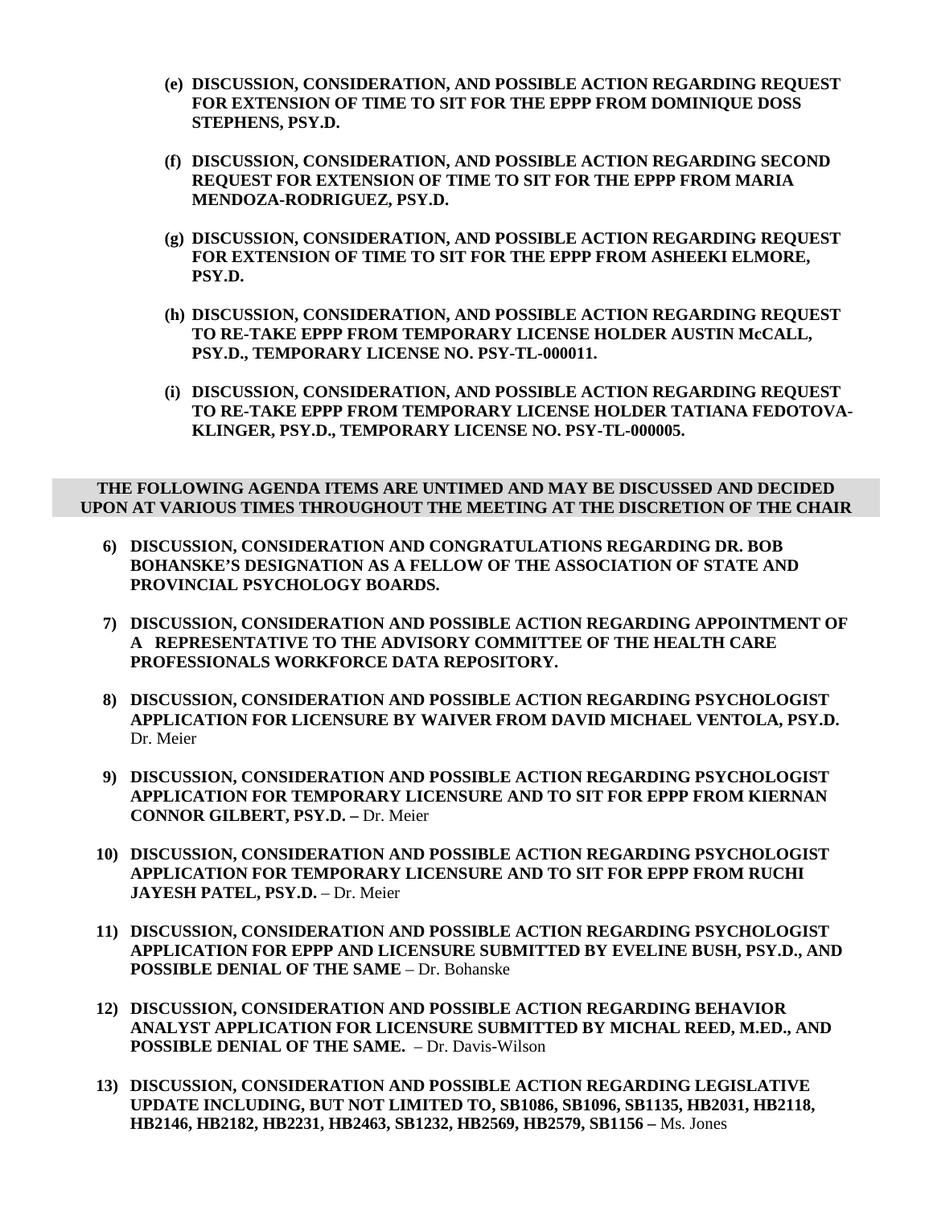**(e) DISCUSSION, CONSIDERATION, AND POSSIBLE ACTION REGARDING REQUEST FOR EXTENSION OF TIME TO SIT FOR THE EPPP FROM DOMINIQUE DOSS STEPHENS, PSY.D.**

**(f) DISCUSSION, CONSIDERATION, AND POSSIBLE ACTION REGARDING SECOND REQUEST FOR EXTENSION OF TIME TO SIT FOR THE EPPP FROM MARIA MENDOZA-RODRIGUEZ, PSY.D.**

**(g) DISCUSSION, CONSIDERATION, AND POSSIBLE ACTION REGARDING REQUEST FOR EXTENSION OF TIME TO SIT FOR THE EPPP FROM ASHEEKI ELMORE, PSY.D.**

**(h) DISCUSSION, CONSIDERATION, AND POSSIBLE ACTION REGARDING REQUEST TO RE-TAKE EPPP FROM TEMPORARY LICENSE HOLDER AUSTIN McCALL, PSY.D., TEMPORARY LICENSE NO. PSY-TL-000011.**

**(i) DISCUSSION, CONSIDERATION, AND POSSIBLE ACTION REGARDING REQUEST TO RE-TAKE EPPP FROM TEMPORARY LICENSE HOLDER TATIANA FEDOTOVA-KLINGER, PSY.D., TEMPORARY LICENSE NO. PSY-TL-000005.**

**THE FOLLOWING AGENDA ITEMS ARE UNTIMED AND MAY BE DISCUSSED AND DECIDED UPON AT VARIOUS TIMES THROUGHOUT THE MEETING AT THE DISCRETION OF THE CHAIR**

6) **DISCUSSION, CONSIDERATION AND CONGRATULATIONS REGARDING DR. BOB BOHANSKE'S DESIGNATION AS A FELLOW OF THE ASSOCIATION OF STATE AND PROVINCIAL PSYCHOLOGY BOARDS.**

7) **DISCUSSION, CONSIDERATION AND POSSIBLE ACTION REGARDING APPOINTMENT OF A REPRESENTATIVE TO THE ADVISORY COMMITTEE OF THE HEALTH CARE PROFESSIONALS WORKFORCE DATA REPOSITORY.**

8) **DISCUSSION, CONSIDERATION AND POSSIBLE ACTION REGARDING PSYCHOLOGIST APPLICATION FOR LICENSURE BY WAIVER FROM DAVID MICHAEL VENTOLA, PSY.D.** Dr. Meier

9) **DISCUSSION, CONSIDERATION AND POSSIBLE ACTION REGARDING PSYCHOLOGIST APPLICATION FOR TEMPORARY LICENSURE AND TO SIT FOR EPPP FROM KIERNAN CONNOR GILBERT, PSY.D. –** Dr. Meier

10) **DISCUSSION, CONSIDERATION AND POSSIBLE ACTION REGARDING PSYCHOLOGIST APPLICATION FOR TEMPORARY LICENSURE AND TO SIT FOR EPPP FROM RUCHI JAYESH PATEL, PSY.D.** – Dr. Meier

11) **DISCUSSION, CONSIDERATION AND POSSIBLE ACTION REGARDING PSYCHOLOGIST APPLICATION FOR EPPP AND LICENSURE SUBMITTED BY EVELINE BUSH, PSY.D., AND POSSIBLE DENIAL OF THE SAME** – Dr. Bohanske

12) **DISCUSSION, CONSIDERATION AND POSSIBLE ACTION REGARDING BEHAVIOR ANALYST APPLICATION FOR LICENSURE SUBMITTED BY MICHAL REED, M.ED., AND POSSIBLE DENIAL OF THE SAME.** – Dr. Davis-Wilson

13) **DISCUSSION, CONSIDERATION AND POSSIBLE ACTION REGARDING LEGISLATIVE UPDATE INCLUDING, BUT NOT LIMITED TO, SB1086, SB1096, SB1135, HB2031, HB2118, HB2146, HB2182, HB2231, HB2463, SB1232, HB2569, HB2579, SB1156 –** Ms. Jones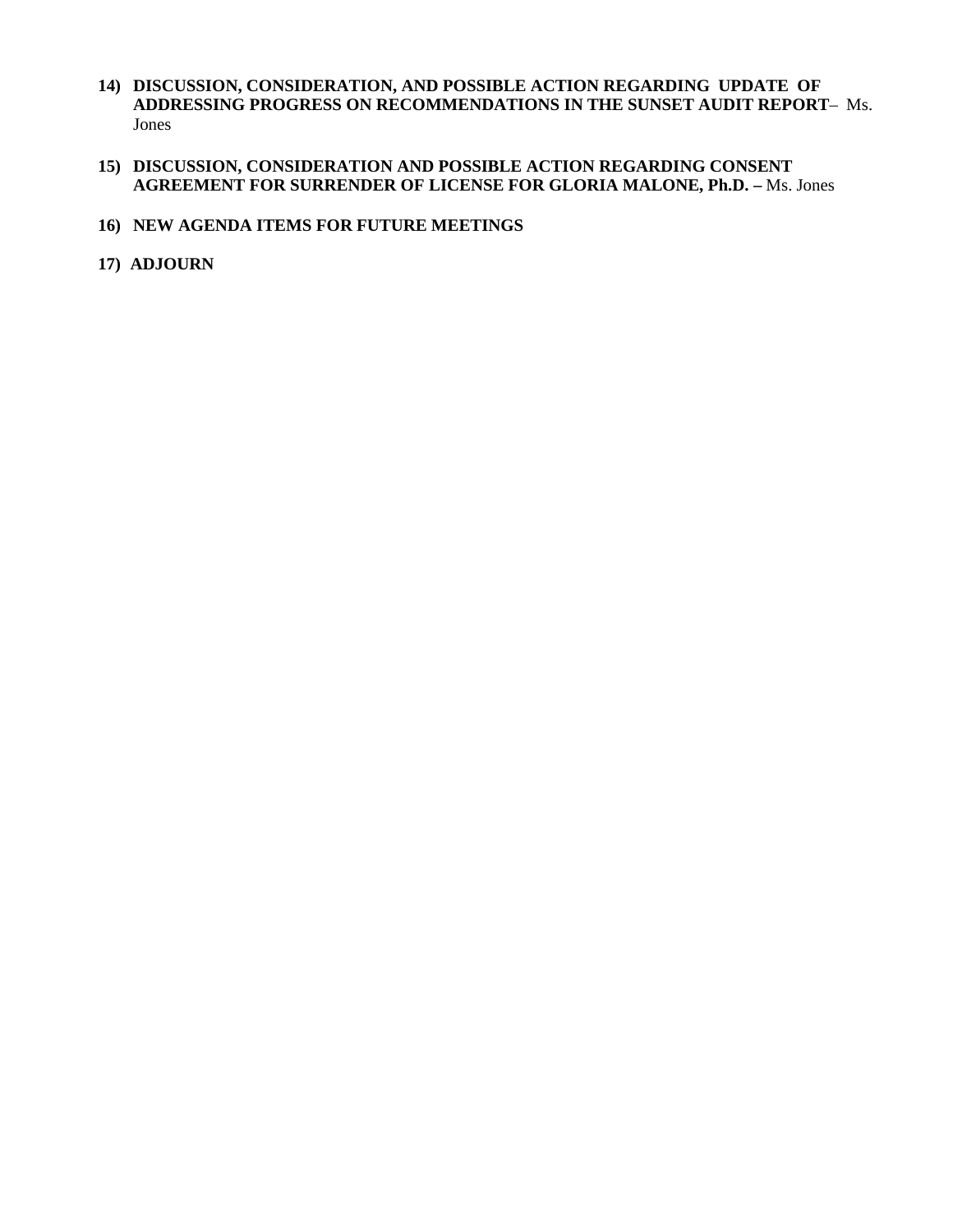14) **DISCUSSION, CONSIDERATION, AND POSSIBLE ACTION REGARDING UPDATE OF ADDRESSING PROGRESS ON RECOMMENDATIONS IN THE SUNSET AUDIT REPORT**– Ms. Jones

15) **DISCUSSION, CONSIDERATION AND POSSIBLE ACTION REGARDING CONSENT AGREEMENT FOR SURRENDER OF LICENSE FOR GLORIA MALONE, Ph.D. –** Ms. Jones

16) **NEW AGENDA ITEMS FOR FUTURE MEETINGS**

17) **ADJOURN**